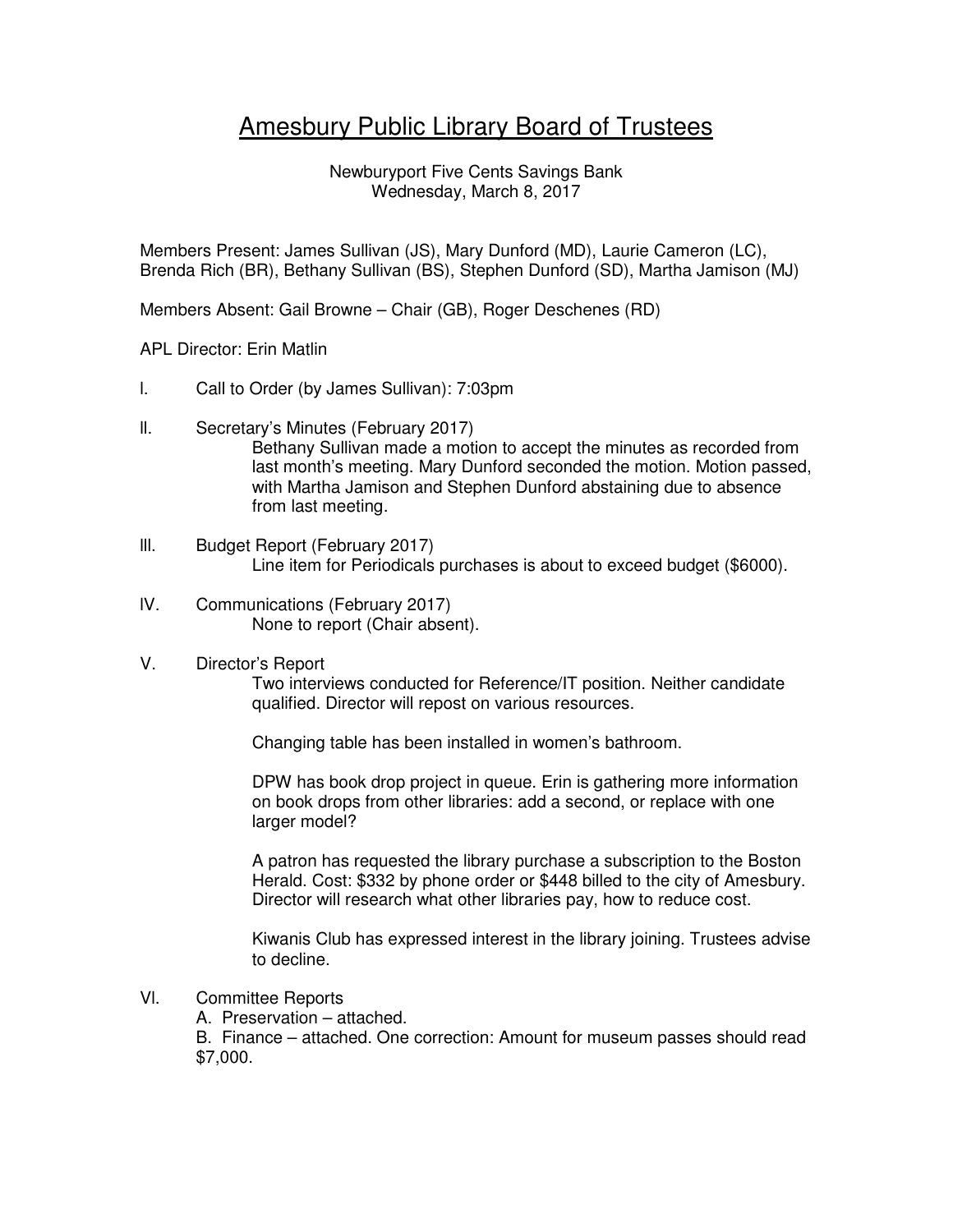# Amesbury Public Library Board of Trustees

Newburyport Five Cents Savings Bank
Wednesday, March 8, 2017

Members Present: James Sullivan (JS), Mary Dunford (MD), Laurie Cameron (LC), Brenda Rich (BR), Bethany Sullivan (BS), Stephen Dunford (SD), Martha Jamison (MJ)

Members Absent: Gail Browne – Chair (GB), Roger Deschenes (RD)

APL Director: Erin Matlin

I. Call to Order (by James Sullivan): 7:03pm

II. Secretary's Minutes (February 2017)

Bethany Sullivan made a motion to accept the minutes as recorded from last month's meeting. Mary Dunford seconded the motion. Motion passed, with Martha Jamison and Stephen Dunford abstaining due to absence from last meeting.

III. Budget Report (February 2017)

Line item for Periodicals purchases is about to exceed budget ($6000).

IV. Communications (February 2017)

None to report (Chair absent).

V. Director's Report

Two interviews conducted for Reference/IT position. Neither candidate qualified. Director will repost on various resources.

Changing table has been installed in women's bathroom.

DPW has book drop project in queue. Erin is gathering more information on book drops from other libraries: add a second, or replace with one larger model?

A patron has requested the library purchase a subscription to the Boston Herald. Cost: $332 by phone order or $448 billed to the city of Amesbury. Director will research what other libraries pay, how to reduce cost.

Kiwanis Club has expressed interest in the library joining. Trustees advise to decline.

VI. Committee Reports

A. Preservation – attached.

B. Finance – attached. One correction: Amount for museum passes should read $7,000.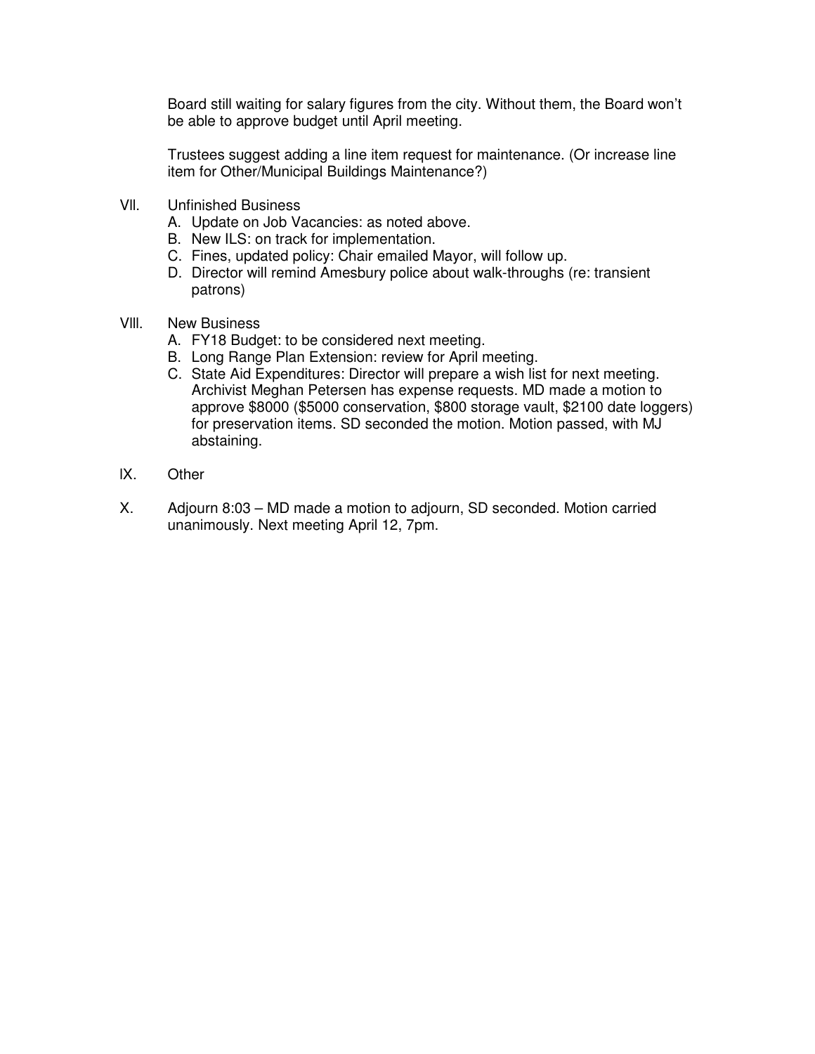Board still waiting for salary figures from the city. Without them, the Board won't be able to approve budget until April meeting.

Trustees suggest adding a line item request for maintenance. (Or increase line item for Other/Municipal Buildings Maintenance?)

VII. Unfinished Business
   A. Update on Job Vacancies: as noted above.
   B. New ILS: on track for implementation.
   C. Fines, updated policy: Chair emailed Mayor, will follow up.
   D. Director will remind Amesbury police about walk-throughs (re: transient patrons)

VIII. New Business
   A. FY18 Budget: to be considered next meeting.
   B. Long Range Plan Extension: review for April meeting.
   C. State Aid Expenditures: Director will prepare a wish list for next meeting. Archivist Meghan Petersen has expense requests. MD made a motion to approve $8000 ($5000 conservation, $800 storage vault, $2100 date loggers) for preservation items. SD seconded the motion. Motion passed, with MJ abstaining.

IX. Other

X. Adjourn 8:03 – MD made a motion to adjourn, SD seconded. Motion carried unanimously. Next meeting April 12, 7pm.